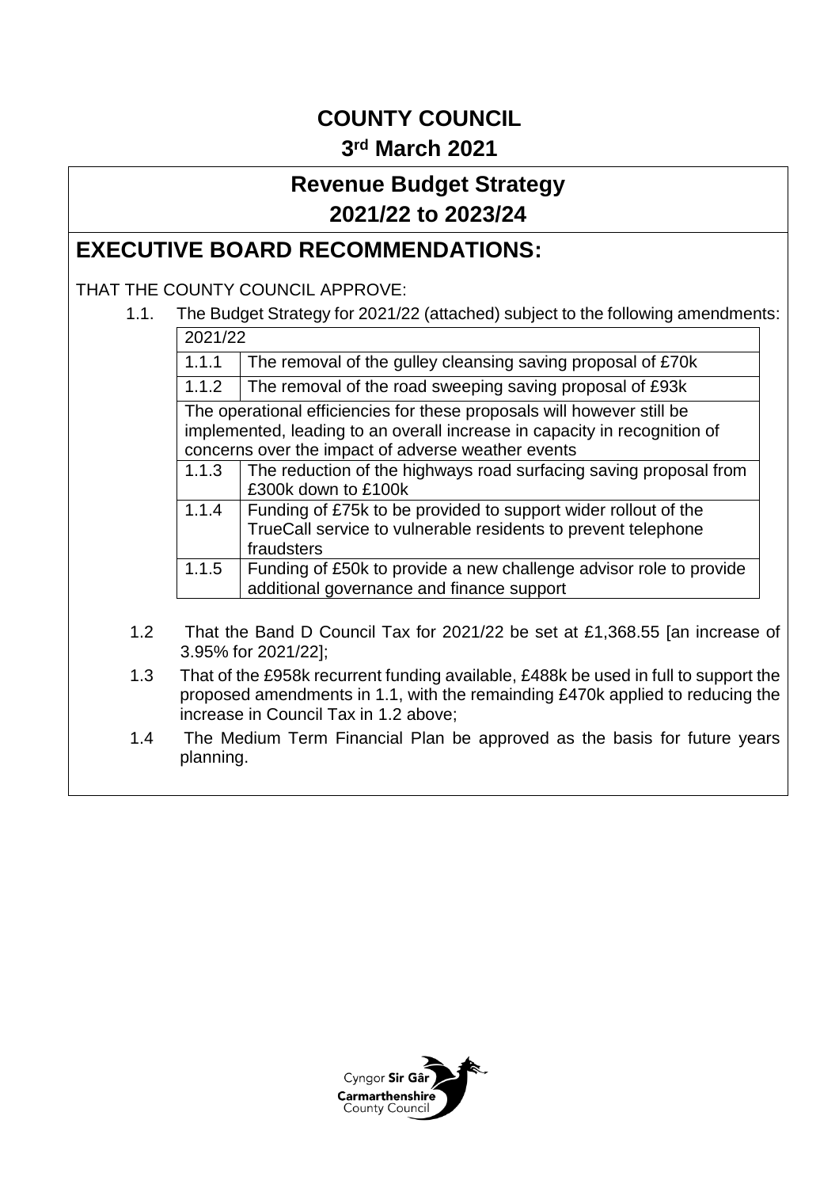# COUNTY COUNCIL

## 3rd March 2021

## Revenue Budget Strategy
## 2021/22 to 2023/24

## EXECUTIVE BOARD RECOMMENDATIONS:

THAT THE COUNTY COUNCIL APPROVE:

1.1. The Budget Strategy for 2021/22 (attached) subject to the following amendments:

| 2021/22 | |
|---|---|
| 1.1.1 | The removal of the gulley cleansing saving proposal of £70k |
| 1.1.2 | The removal of the road sweeping saving proposal of £93k |
| The operational efficiencies for these proposals will however still be implemented, leading to an overall increase in capacity in recognition of concerns over the impact of adverse weather events | |
| 1.1.3 | The reduction of the highways road surfacing saving proposal from £300k down to £100k |
| 1.1.4 | Funding of £75k to be provided to support wider rollout of the TrueCall service to vulnerable residents to prevent telephone fraudsters |
| 1.1.5 | Funding of £50k to provide a new challenge advisor role to provide additional governance and finance support |

1.2 That the Band D Council Tax for 2021/22 be set at £1,368.55 [an increase of 3.95% for 2021/22];

1.3 That of the £958k recurrent funding available, £488k be used in full to support the proposed amendments in 1.1, with the remaining £470k applied to reducing the increase in Council Tax in 1.2 above;

1.4 The Medium Term Financial Plan be approved as the basis for future years planning.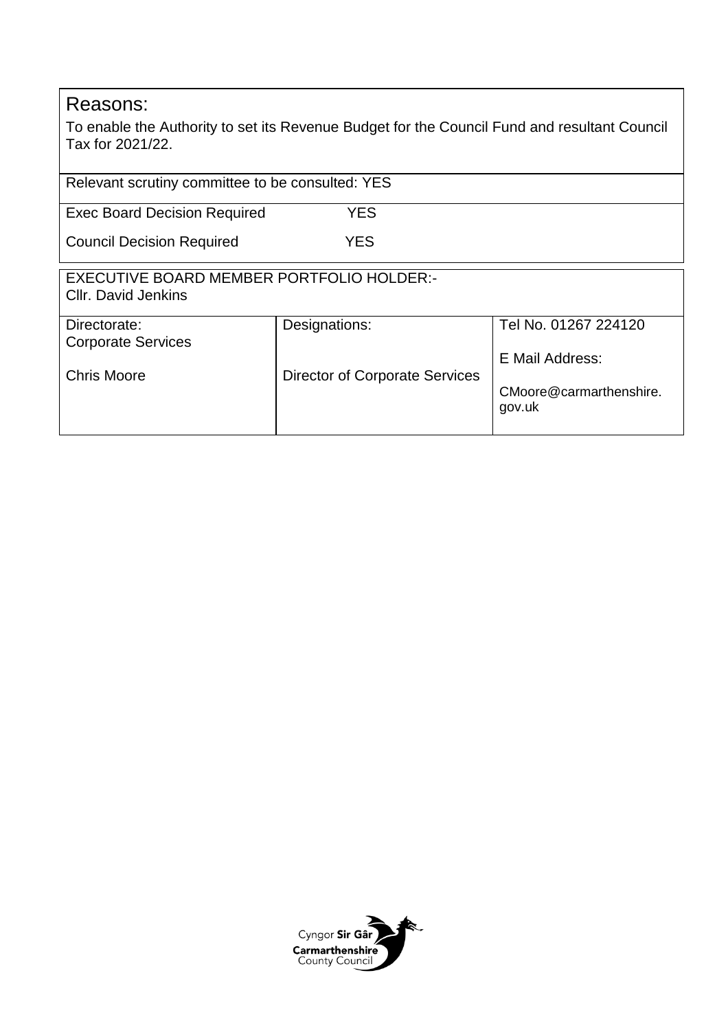## Reasons:

To enable the Authority to set its Revenue Budget for the Council Fund and resultant Council Tax for 2021/22.

| Relevant scrutiny committee to be consulted: YES |
| --- |

| | |
| --- | --- |
| Exec Board Decision Required | YES |
| Council Decision Required | YES |

| EXECUTIVE BOARD MEMBER PORTFOLIO HOLDER:- Cllr. David Jenkins |
| --- |

| Directorate: Corporate Services | Designations: | Tel No. 01267 224120 |
| --- | --- | --- |
| Chris Moore | Director of Corporate Services | E Mail Address: CMoore@carmarthenshire.gov.uk |

Cyngor **Sir Gâr**
**Carmarthenshire**
County Council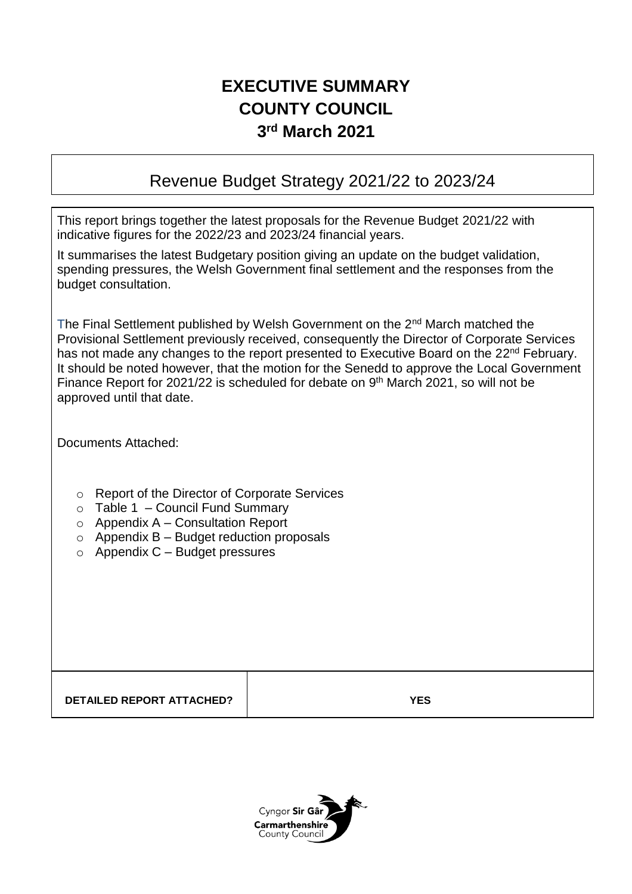# EXECUTIVE SUMMARY
# COUNTY COUNCIL
# 3rd March 2021

## Revenue Budget Strategy 2021/22 to 2023/24

This report brings together the latest proposals for the Revenue Budget 2021/22 with indicative figures for the 2022/23 and 2023/24 financial years.

It summarises the latest Budgetary position giving an update on the budget validation, spending pressures, the Welsh Government final settlement and the responses from the budget consultation.

The Final Settlement published by Welsh Government on the 2nd March matched the Provisional Settlement previously received, consequently the Director of Corporate Services has not made any changes to the report presented to Executive Board on the 22nd February. It should be noted however, that the motion for the Senedd to approve the Local Government Finance Report for 2021/22 is scheduled for debate on 9th March 2021, so will not be approved until that date.

Documents Attached:

- Report of the Director of Corporate Services
- Table 1 – Council Fund Summary
- Appendix A – Consultation Report
- Appendix B – Budget reduction proposals
- Appendix C – Budget pressures

| **DETAILED REPORT ATTACHED?** | **YES** |
| --- | --- |

Cyngor **Sir Gâr**
**Carmarthenshire**
County Council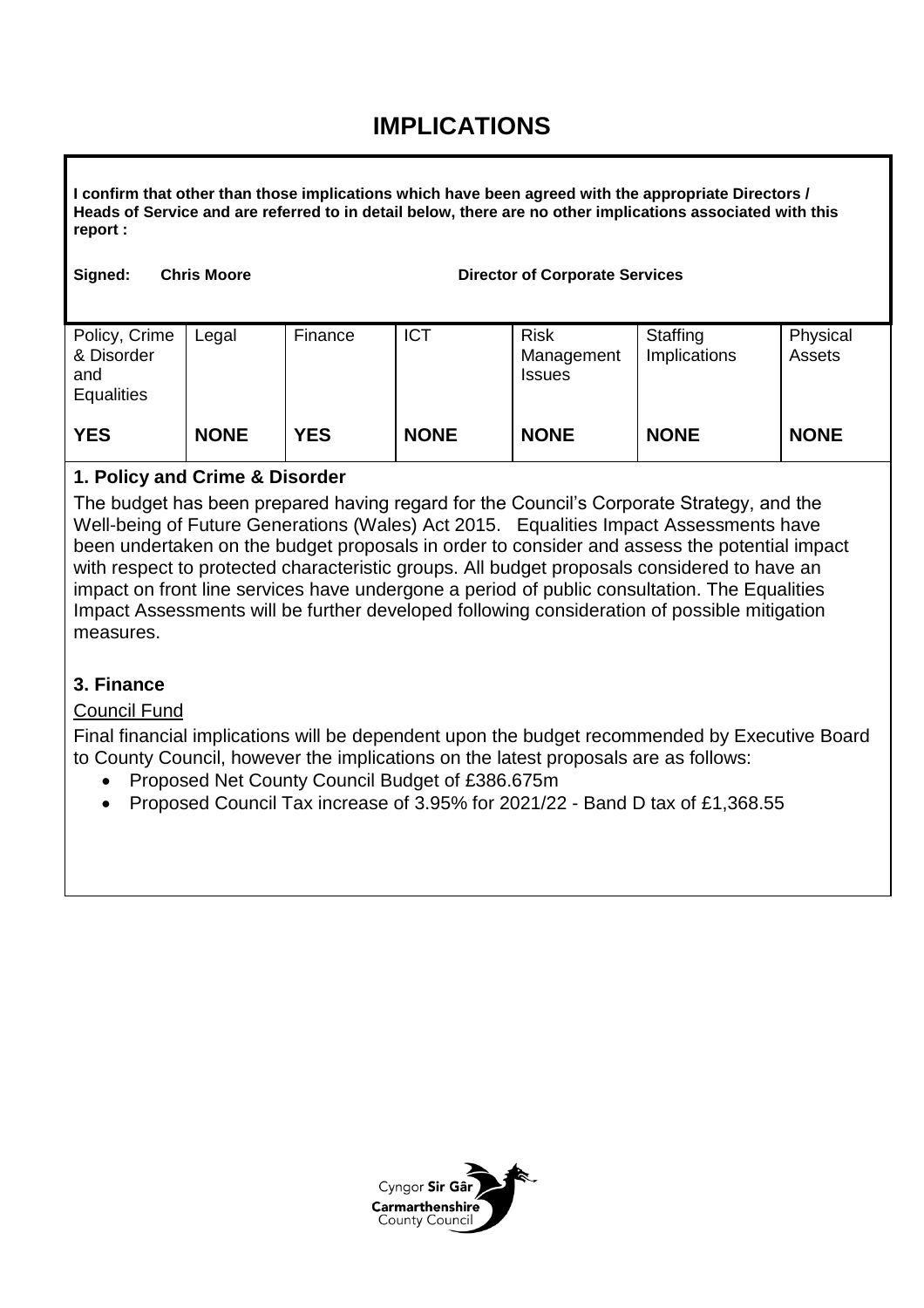# IMPLICATIONS

**I confirm that other than those implications which have been agreed with the appropriate Directors / Heads of Service and are referred to in detail below, there are no other implications associated with this report :**

**Signed: Chris Moore Director of Corporate Services**

| Policy, Crime & Disorder and Equalities | Legal | Finance | ICT | Risk Management Issues | Staffing Implications | Physical Assets |
|---|---|---|---|---|---|---|
| **YES** | **NONE** | **YES** | **NONE** | **NONE** | **NONE** | **NONE** |

**1. Policy and Crime & Disorder**

The budget has been prepared having regard for the Council's Corporate Strategy, and the Well-being of Future Generations (Wales) Act 2015. Equalities Impact Assessments have been undertaken on the budget proposals in order to consider and assess the potential impact with respect to protected characteristic groups. All budget proposals considered to have an impact on front line services have undergone a period of public consultation. The Equalities Impact Assessments will be further developed following consideration of possible mitigation measures.

**3. Finance**

Council Fund

Final financial implications will be dependent upon the budget recommended by Executive Board to County Council, however the implications on the latest proposals are as follows:

- Proposed Net County Council Budget of £386.675m
- Proposed Council Tax increase of 3.95% for 2021/22 - Band D tax of £1,368.55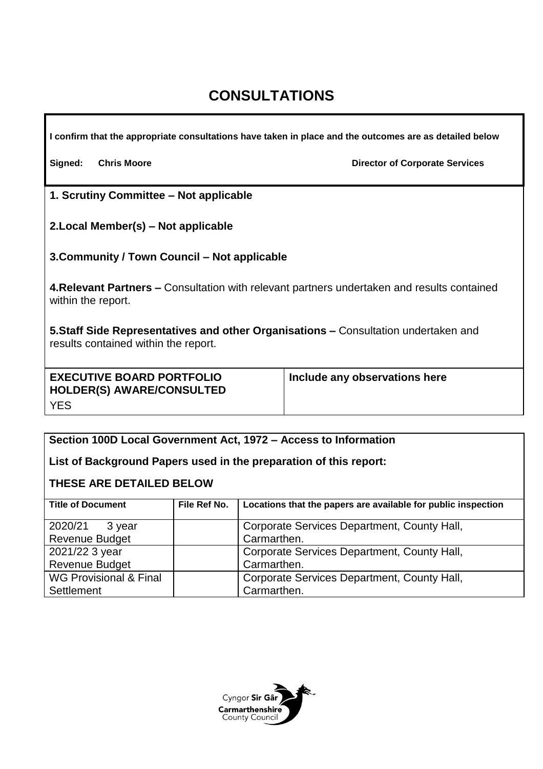# CONSULTATIONS

**I confirm that the appropriate consultations have taken in place and the outcomes are as detailed below**

**Signed: Chris Moore** **Director of Corporate Services**

**1. Scrutiny Committee – Not applicable**

**2.Local Member(s) – Not applicable**

**3.Community / Town Council – Not applicable**

**4.Relevant Partners –** Consultation with relevant partners undertaken and results contained within the report.

**5.Staff Side Representatives and other Organisations –** Consultation undertaken and results contained within the report.

| **EXECUTIVE BOARD PORTFOLIO HOLDER(S) AWARE/CONSULTED** YES | **Include any observations here** |
|---|---|

**Section 100D Local Government Act, 1972 – Access to Information**

**List of Background Papers used in the preparation of this report:**

**THESE ARE DETAILED BELOW**

| Title of Document | File Ref No. | Locations that the papers are available for public inspection |
|---|---|---|
| 2020/21 3 year Revenue Budget | | Corporate Services Department, County Hall, Carmarthen. |
| 2021/22 3 year Revenue Budget | | Corporate Services Department, County Hall, Carmarthen. |
| WG Provisional & Final Settlement | | Corporate Services Department, County Hall, Carmarthen. |

Cyngor Sir Gâr
Carmarthenshire County Council